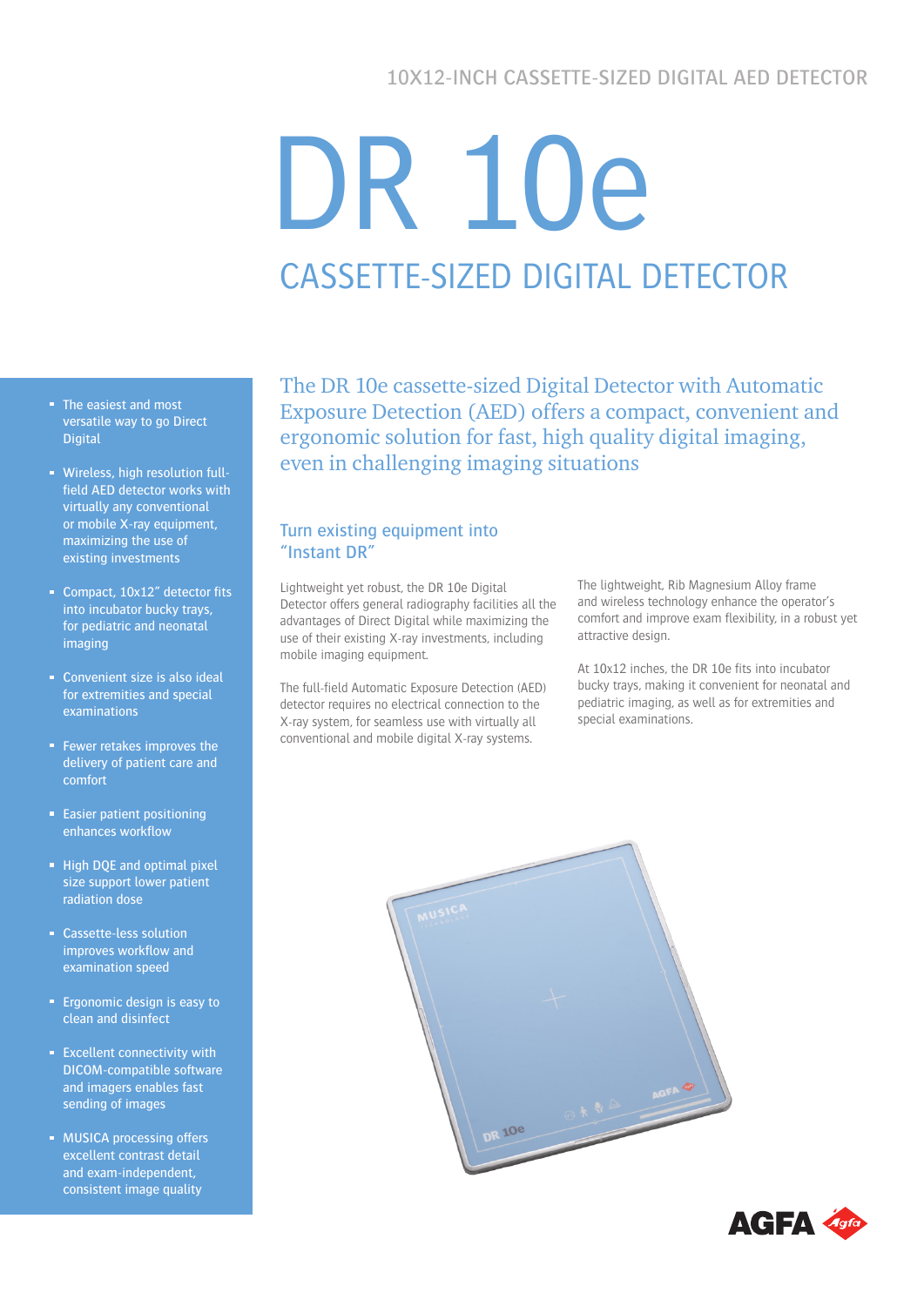10X12-INCH CASSETTE-SIZED DIGITAL AED DETECTOR

# DR 10e

## CASSETTE-SIZED DIGITAL DETECTOR

The DR 10e cassette-sized Digital Detector with Automatic Exposure Detection (AED) offers a compact, convenient and ergonomic solution for fast, high quality digital imaging, even in challenging imaging situations

- The easiest and most versatile way to go Direct Digital
- Wireless, high resolution full-field AED detector works with virtually any conventional or mobile X-ray equipment, maximizing the use of existing investments
- Compact, 10x12" detector fits into incubator bucky trays, for pediatric and neonatal imaging
- Convenient size is also ideal for extremities and special examinations
- Fewer retakes improves the delivery of patient care and comfort
- Easier patient positioning enhances workflow
- High DQE and optimal pixel size support lower patient radiation dose
- Cassette-less solution improves workflow and examination speed
- Ergonomic design is easy to clean and disinfect
- Excellent connectivity with DICOM-compatible software and imagers enables fast sending of images
- MUSICA processing offers excellent contrast detail and exam-independent, consistent image quality

### Turn existing equipment into "Instant DR"

Lightweight yet robust, the DR 10e Digital Detector offers general radiography facilities all the advantages of Direct Digital while maximizing the use of their existing X-ray investments, including mobile imaging equipment.

The full-field Automatic Exposure Detection (AED) detector requires no electrical connection to the X-ray system, for seamless use with virtually all conventional and mobile digital X-ray systems.

The lightweight, Rib Magnesium Alloy frame and wireless technology enhance the operator's comfort and improve exam flexibility, in a robust yet attractive design.

At 10x12 inches, the DR 10e fits into incubator bucky trays, making it convenient for neonatal and pediatric imaging, as well as for extremities and special examinations.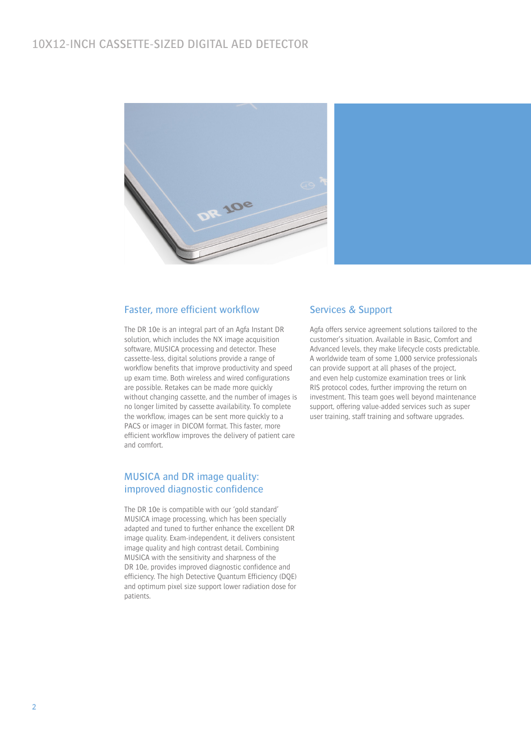## Faster, more efficient workflow

The DR 10e is an integral part of an Agfa Instant DR solution, which includes the NX image acquisition software, MUSICA processing and detector. These cassette-less, digital solutions provide a range of workflow benefits that improve productivity and speed up exam time. Both wireless and wired configurations are possible. Retakes can be made more quickly without changing cassette, and the number of images is no longer limited by cassette availability. To complete the workflow, images can be sent more quickly to a PACS or imager in DICOM format. This faster, more efficient workflow improves the delivery of patient care and comfort.

## MUSICA and DR image quality: improved diagnostic confidence

The DR 10e is compatible with our 'gold standard' MUSICA image processing, which has been specially adapted and tuned to further enhance the excellent DR image quality. Exam-independent, it delivers consistent image quality and high contrast detail. Combining MUSICA with the sensitivity and sharpness of the DR 10e, provides improved diagnostic confidence and efficiency. The high Detective Quantum Efficiency (DQE) and optimum pixel size support lower radiation dose for patients.

## Services & Support

Agfa offers service agreement solutions tailored to the customer's situation. Available in Basic, Comfort and Advanced levels, they make lifecycle costs predictable. A worldwide team of some 1,000 service professionals can provide support at all phases of the project, and even help customize examination trees or link RIS protocol codes, further improving the return on investment. This team goes well beyond maintenance support, offering value-added services such as super user training, staff training and software upgrades.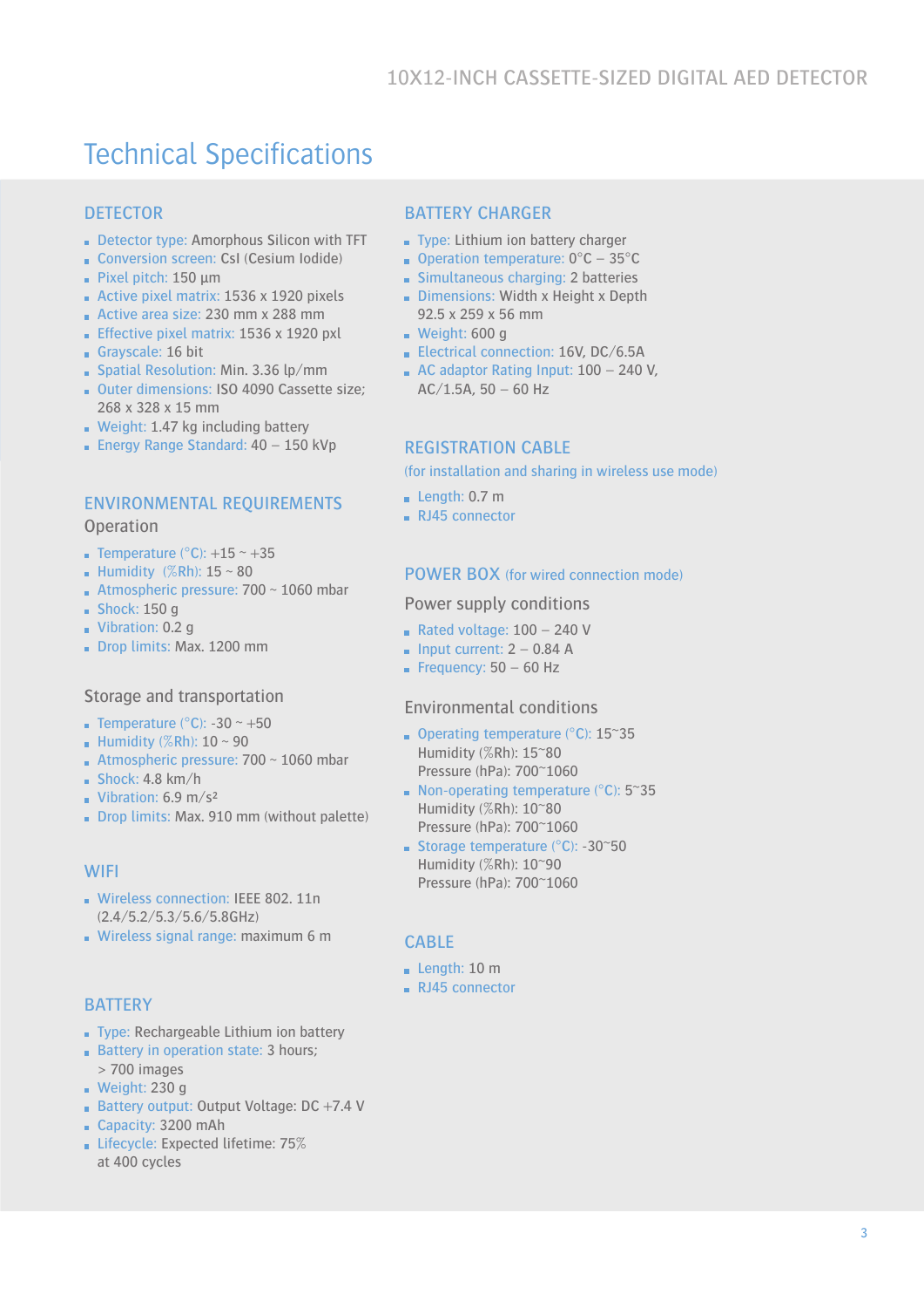# Technical Specifications

## DETECTOR

- Detector type: Amorphous Silicon with TFT
- Conversion screen: CsI (Cesium Iodide)
- Pixel pitch: 150 µm
- Active pixel matrix: 1536 x 1920 pixels
- Active area size: 230 mm x 288 mm
- Effective pixel matrix: 1536 x 1920 pxl
- Grayscale: 16 bit
- Spatial Resolution: Min. 3.36 lp/mm
- Outer dimensions: ISO 4090 Cassette size; 268 x 328 x 15 mm
- Weight: 1.47 kg including battery
- Energy Range Standard: 40 – 150 kVp

## ENVIRONMENTAL REQUIREMENTS

### Operation

- Temperature (°C): +15 ~ +35
- Humidity (%Rh): 15 ~ 80
- Atmospheric pressure: 700 ~ 1060 mbar
- Shock: 150 g
- Vibration: 0.2 g
- Drop limits: Max. 1200 mm

### Storage and transportation

- Temperature (°C): -30 ~ +50
- Humidity (%Rh): 10 ~ 90
- Atmospheric pressure: 700 ~ 1060 mbar
- Shock: 4.8 km/h
- Vibration: 6.9 m/s²
- Drop limits: Max. 910 mm (without palette)

## WIFI

- Wireless connection: IEEE 802. 11n (2.4/5.2/5.3/5.6/5.8GHz)
- Wireless signal range: maximum 6 m

## BATTERY

- Type: Rechargeable Lithium ion battery
- Battery in operation state: 3 hours; > 700 images
- Weight: 230 g
- Battery output: Output Voltage: DC +7.4 V
- Capacity: 3200 mAh
- Lifecycle: Expected lifetime: 75% at 400 cycles

## BATTERY CHARGER

- Type: Lithium ion battery charger
- Operation temperature: 0°C – 35°C
- Simultaneous charging: 2 batteries
- Dimensions: Width x Height x Depth 92.5 x 259 x 56 mm
- Weight: 600 g
- Electrical connection: 16V, DC/6.5A
- AC adaptor Rating Input: 100 – 240 V, AC/1.5A, 50 – 60 Hz

## REGISTRATION CABLE

(for installation and sharing in wireless use mode)

- Length: 0.7 m
- RJ45 connector

## POWER BOX (for wired connection mode)

### Power supply conditions

- Rated voltage: 100 – 240 V
- Input current: 2 – 0.84 A
- Frequency: 50 – 60 Hz

### Environmental conditions

- Operating temperature (°C): 15~35
  Humidity (%Rh): 15~80
  Pressure (hPa): 700~1060
- Non-operating temperature (°C): 5~35
  Humidity (%Rh): 10~80
  Pressure (hPa): 700~1060
- Storage temperature (°C): -30~50
  Humidity (%Rh): 10~90
  Pressure (hPa): 700~1060

## CABLE

- Length: 10 m
- RJ45 connector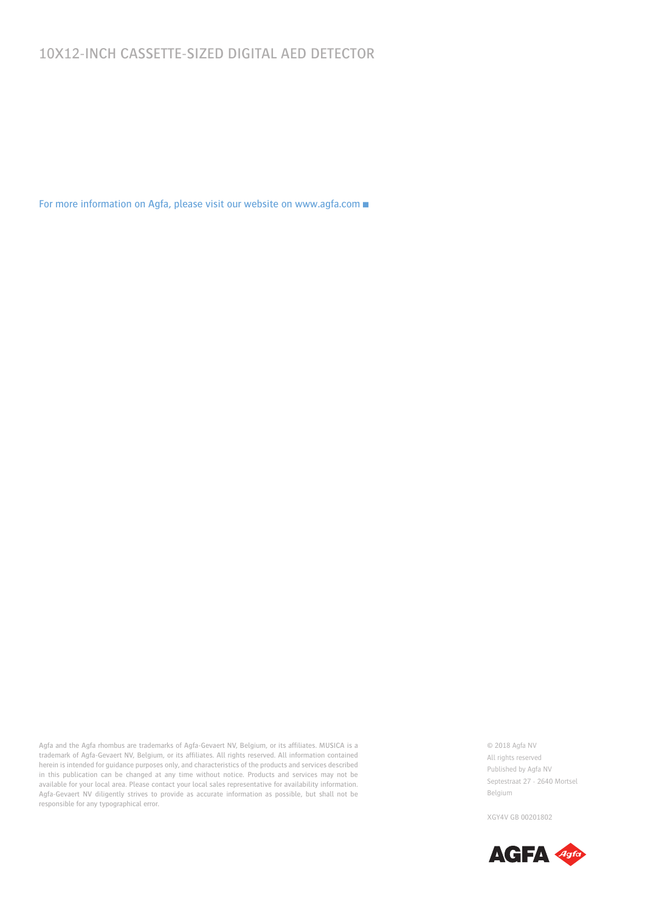# 10X12-INCH CASSETTE-SIZED DIGITAL AED DETECTOR

For more information on Agfa, please visit our website on www.agfa.com ■

Agfa and the Agfa rhombus are trademarks of Agfa-Gevaert NV, Belgium, or its affiliates. MUSICA is a trademark of Agfa-Gevaert NV, Belgium, or its affiliates. All rights reserved. All information contained herein is intended for guidance purposes only, and characteristics of the products and services described in this publication can be changed at any time without notice. Products and services may not be available for your local area. Please contact your local sales representative for availability information. Agfa-Gevaert NV diligently strives to provide as accurate information as possible, but shall not be responsible for any typographical error.

© 2018 Agfa NV
All rights reserved
Published by Agfa NV
Septestraat 27 - 2640 Mortsel
Belgium

XGY4V GB 00201802